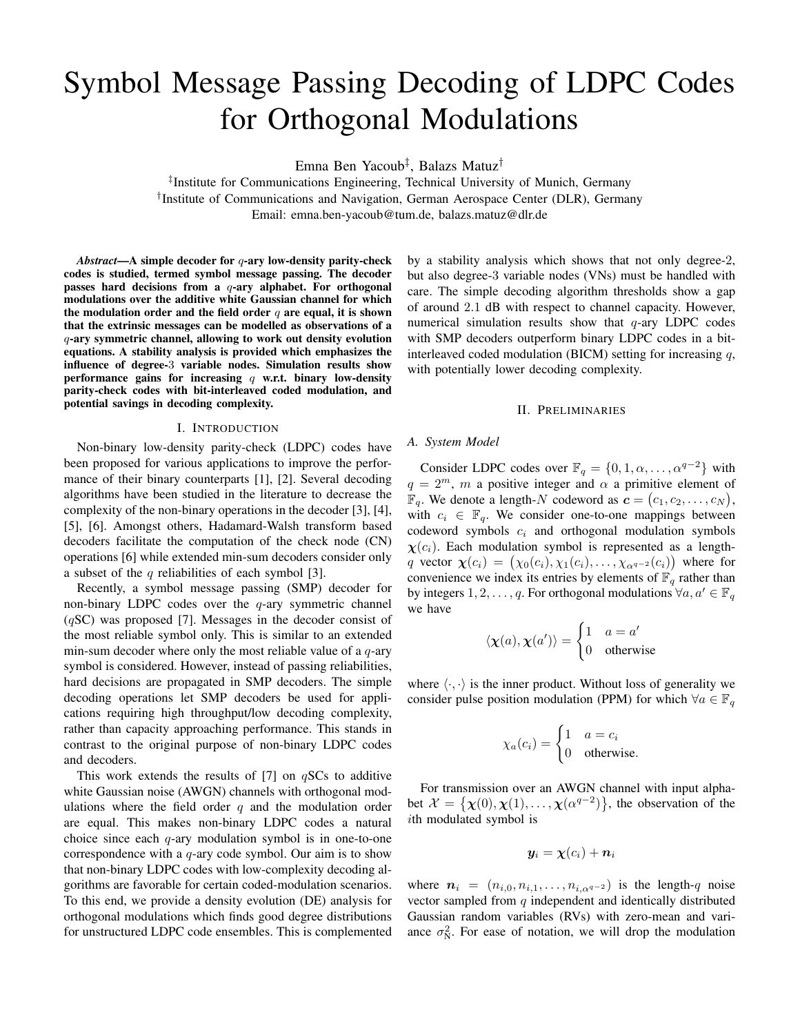# Symbol Message Passing Decoding of LDPC Codes for Orthogonal Modulations

Emna Ben Yacoub[‡], Balazs Matuz[†]

[‡]Institute for Communications Engineering, Technical University of Munich, Germany
[†]Institute of Communications and Navigation, German Aerospace Center (DLR), Germany
Email: emna.ben-yacoub@tum.de, balazs.matuz@dlr.de

***Abstract*—A simple decoder for $q$-ary low-density parity-check codes is studied, termed symbol message passing. The decoder passes hard decisions from a $q$-ary alphabet. For orthogonal modulations over the additive white Gaussian channel for which the modulation order and the field order $q$ are equal, it is shown that the extrinsic messages can be modelled as observations of a $q$-ary symmetric channel, allowing to work out density evolution equations. A stability analysis is provided which emphasizes the influence of degree-3 variable nodes. Simulation results show performance gains for increasing $q$ w.r.t. binary low-density parity-check codes with bit-interleaved coded modulation, and potential savings in decoding complexity.**

## I. Introduction

Non-binary low-density parity-check (LDPC) codes have been proposed for various applications to improve the performance of their binary counterparts [1], [2]. Several decoding algorithms have been studied in the literature to decrease the complexity of the non-binary operations in the decoder [3], [4], [5], [6]. Amongst others, Hadamard-Walsh transform based decoders facilitate the computation of the check node (CN) operations [6] while extended min-sum decoders consider only a subset of the $q$ reliabilities of each symbol [3].

Recently, a symbol message passing (SMP) decoder for non-binary LDPC codes over the $q$-ary symmetric channel ($q$SC) was proposed [7]. Messages in the decoder consist of the most reliable symbol only. This is similar to an extended min-sum decoder where only the most reliable value of a $q$-ary symbol is considered. However, instead of passing reliabilities, hard decisions are propagated in SMP decoders. The simple decoding operations let SMP decoders be used for applications requiring high throughput/low decoding complexity, rather than capacity approaching performance. This stands in contrast to the original purpose of non-binary LDPC codes and decoders.

This work extends the results of [7] on $q$SCs to additive white Gaussian noise (AWGN) channels with orthogonal modulations where the field order $q$ and the modulation order are equal. This makes non-binary LDPC codes a natural choice since each $q$-ary modulation symbol is in one-to-one correspondence with a $q$-ary code symbol. Our aim is to show that non-binary LDPC codes with low-complexity decoding algorithms are favorable for certain coded-modulation scenarios. To this end, we provide a density evolution (DE) analysis for orthogonal modulations which finds good degree distributions for unstructured LDPC code ensembles. This is complemented by a stability analysis which shows that not only degree-2, but also degree-3 variable nodes (VNs) must be handled with care. The simple decoding algorithm thresholds show a gap of around 2.1 dB with respect to channel capacity. However, numerical simulation results show that $q$-ary LDPC codes with SMP decoders outperform binary LDPC codes in a bit-interleaved coded modulation (BICM) setting for increasing $q$, with potentially lower decoding complexity.

## II. Preliminaries

### A. System Model

Consider LDPC codes over $\mathbb{F}_q = \{0, 1, \alpha, \dots, \alpha^{q-2}\}$ with $q = 2^m$, $m$ a positive integer and $\alpha$ a primitive element of $\mathbb{F}_q$. We denote a length-$N$ codeword as $\boldsymbol{c} = (c_1, c_2, \dots, c_N)$, with $c_i \in \mathbb{F}_q$. We consider one-to-one mappings between codeword symbols $c_i$ and orthogonal modulation symbols $\boldsymbol{\chi}(c_i)$. Each modulation symbol is represented as a length-$q$ vector $\boldsymbol{\chi}(c_i) = (\chi_0(c_i), \chi_1(c_i), \dots, \chi_{\alpha^{q-2}}(c_i))$ where for convenience we index its entries by elements of $\mathbb{F}_q$ rather than by integers $1, 2, \dots, q$. For orthogonal modulations $\forall a, a' \in \mathbb{F}_q$ we have

$$\langle \boldsymbol{\chi}(a), \boldsymbol{\chi}(a') \rangle = \begin{cases} 1 & a = a' \\ 0 & \text{otherwise} \end{cases}$$

where $\langle \cdot, \cdot \rangle$ is the inner product. Without loss of generality we consider pulse position modulation (PPM) for which $\forall a \in \mathbb{F}_q$

$$\chi_a(c_i) = \begin{cases} 1 & a = c_i \\ 0 & \text{otherwise.} \end{cases}$$

For transmission over an AWGN channel with input alphabet $\mathcal{X} = \{\boldsymbol{\chi}(0), \boldsymbol{\chi}(1), \dots, \boldsymbol{\chi}(\alpha^{q-2})\}$, the observation of the $i$th modulated symbol is

$$\boldsymbol{y}_i = \boldsymbol{\chi}(c_i) + \boldsymbol{n}_i$$

where $\boldsymbol{n}_i = (n_{i,0}, n_{i,1}, \dots, n_{i,\alpha^{q-2}})$ is the length-$q$ noise vector sampled from $q$ independent and identically distributed Gaussian random variables (RVs) with zero-mean and variance $\sigma_{\mathrm{N}}^2$. For ease of notation, we will drop the modulation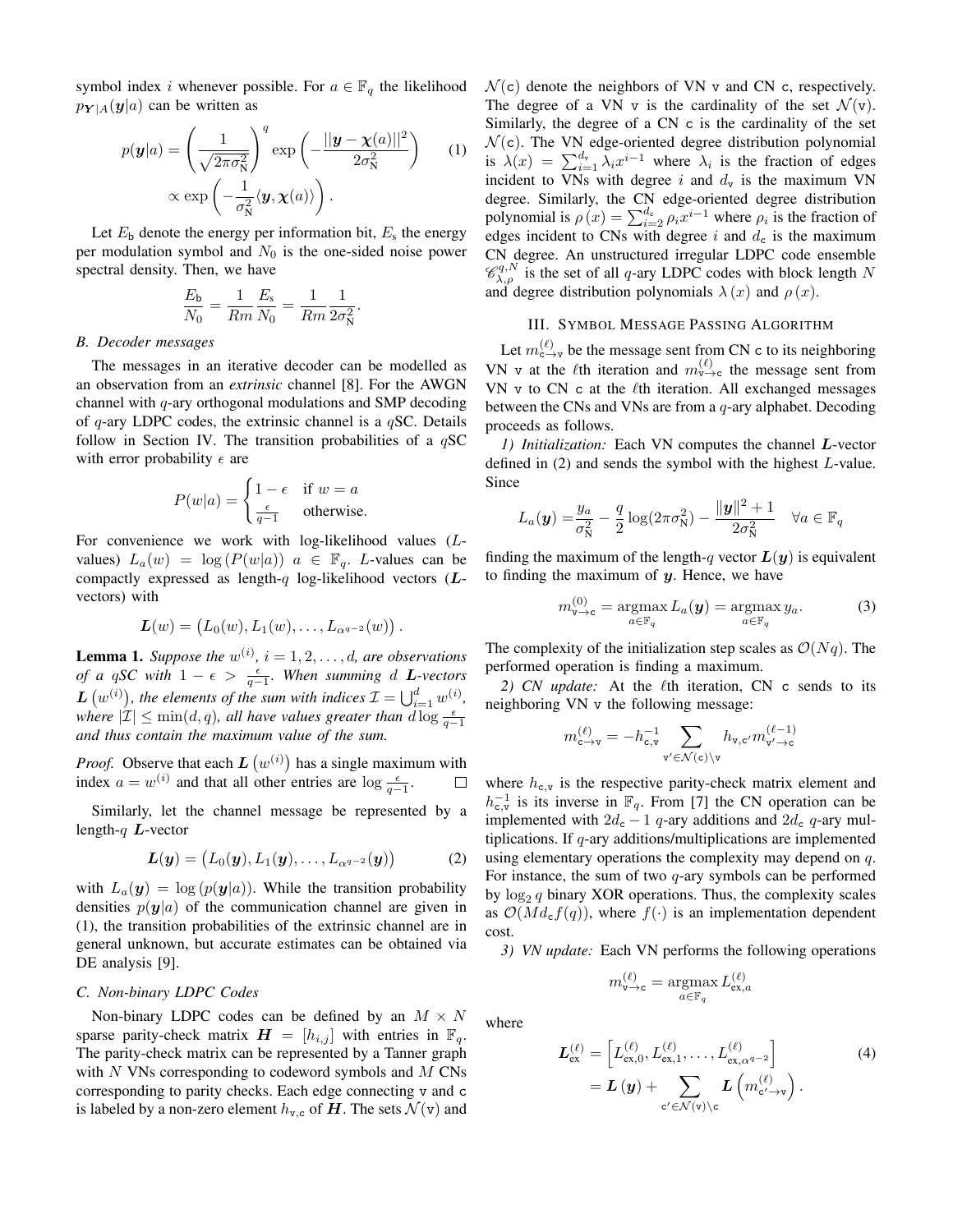symbol index $i$ whenever possible. For $a \in \mathbb{F}_q$ the likelihood $p_{\boldsymbol{Y}|A}(\boldsymbol{y}|a)$ can be written as

$$p(\boldsymbol{y}|a) = \left(\frac{1}{\sqrt{2\pi\sigma_{\mathrm{N}}^2}}\right)^q \exp\left(-\frac{||\boldsymbol{y} - \boldsymbol{\chi}(a)||^2}{2\sigma_{\mathrm{N}}^2}\right) \quad (1)$$
$$\propto \exp\left(-\frac{1}{\sigma_{\mathrm{N}}^2}\langle \boldsymbol{y}, \boldsymbol{\chi}(a)\rangle\right).$$

Let $E_\mathsf{b}$ denote the energy per information bit, $E_\mathsf{s}$ the energy per modulation symbol and $N_0$ is the one-sided noise power spectral density. Then, we have

$$\frac{E_\mathsf{b}}{N_0} = \frac{1}{Rm}\frac{E_\mathsf{s}}{N_0} = \frac{1}{Rm}\frac{1}{2\sigma_{\mathrm{N}}^2}.$$

### B. Decoder messages

The messages in an iterative decoder can be modelled as an observation from an *extrinsic* channel [8]. For the AWGN channel with $q$-ary orthogonal modulations and SMP decoding of $q$-ary LDPC codes, the extrinsic channel is a $q$SC. Details follow in Section IV. The transition probabilities of a $q$SC with error probability $\epsilon$ are

$$P(w|a) = \begin{cases} 1 - \epsilon & \text{if } w = a \\ \frac{\epsilon}{q-1} & \text{otherwise.} \end{cases}$$

For convenience we work with log-likelihood values ($L$-values) $L_a(w) = \log(P(w|a))$ $a \in \mathbb{F}_q$. $L$-values can be compactly expressed as length-$q$ log-likelihood vectors ($\boldsymbol{L}$-vectors) with

$$\boldsymbol{L}(w) = \left(L_0(w), L_1(w), \ldots, L_{\alpha^{q-2}}(w)\right).$$

**Lemma 1.** *Suppose the $w^{(i)}$, $i = 1, 2, \ldots, d$, are observations of a $q$SC with $1 - \epsilon > \frac{\epsilon}{q-1}$. When summing $d$ $\boldsymbol{L}$-vectors $\boldsymbol{L}\left(w^{(i)}\right)$, the elements of the sum with indices $\mathcal{I} = \bigcup_{i=1}^{d} w^{(i)}$, where $|\mathcal{I}| \le \min(d, q)$, all have values greater than $d \log \frac{\epsilon}{q-1}$ and thus contain the maximum value of the sum.*

*Proof.* Observe that each $\boldsymbol{L}\left(w^{(i)}\right)$ has a single maximum with index $a = w^{(i)}$ and that all other entries are $\log \frac{\epsilon}{q-1}$. □

Similarly, let the channel message be represented by a length-$q$ $\boldsymbol{L}$-vector

$$\boldsymbol{L}(\boldsymbol{y}) = \left(L_0(\boldsymbol{y}), L_1(\boldsymbol{y}), \ldots, L_{\alpha^{q-2}}(\boldsymbol{y})\right) \quad (2)$$

with $L_a(\boldsymbol{y}) = \log(p(\boldsymbol{y}|a))$. While the transition probability densities $p(\boldsymbol{y}|a)$ of the communication channel are given in (1), the transition probabilities of the extrinsic channel are in general unknown, but accurate estimates can be obtained via DE analysis [9].

### C. Non-binary LDPC Codes

Non-binary LDPC codes can be defined by an $M \times N$ sparse parity-check matrix $\boldsymbol{H} = [h_{i,j}]$ with entries in $\mathbb{F}_q$. The parity-check matrix can be represented by a Tanner graph with $N$ VNs corresponding to codeword symbols and $M$ CNs corresponding to parity checks. Each edge connecting $\mathtt{v}$ and $\mathtt{c}$ is labeled by a non-zero element $h_{\mathtt{v},\mathtt{c}}$ of $\boldsymbol{H}$. The sets $\mathcal{N}(\mathtt{v})$ and $\mathcal{N}(\mathtt{c})$ denote the neighbors of VN $\mathtt{v}$ and CN $\mathtt{c}$, respectively. The degree of a VN $\mathtt{v}$ is the cardinality of the set $\mathcal{N}(\mathtt{v})$. Similarly, the degree of a CN $\mathtt{c}$ is the cardinality of the set $\mathcal{N}(\mathtt{c})$. The VN edge-oriented degree distribution polynomial is $\lambda(x) = \sum_{i=1}^{d_\mathtt{v}} \lambda_i x^{i-1}$ where $\lambda_i$ is the fraction of edges incident to VNs with degree $i$ and $d_\mathtt{v}$ is the maximum VN degree. Similarly, the CN edge-oriented degree distribution polynomial is $\rho(x) = \sum_{i=2}^{d_\mathtt{c}} \rho_i x^{i-1}$ where $\rho_i$ is the fraction of edges incident to CNs with degree $i$ and $d_\mathtt{c}$ is the maximum CN degree. An unstructured irregular LDPC code ensemble $\mathscr{C}_{\lambda,\rho}^{q,N}$ is the set of all $q$-ary LDPC codes with block length $N$ and degree distribution polynomials $\lambda(x)$ and $\rho(x)$.

## III. Symbol Message Passing Algorithm

Let $m_{\mathtt{c}\to\mathtt{v}}^{(\ell)}$ be the message sent from CN $\mathtt{c}$ to its neighboring VN $\mathtt{v}$ at the $\ell$th iteration and $m_{\mathtt{v}\to\mathtt{c}}^{(\ell)}$ the message sent from VN $\mathtt{v}$ to CN $\mathtt{c}$ at the $\ell$th iteration. All exchanged messages between the CNs and VNs are from a $q$-ary alphabet. Decoding proceeds as follows.

*1) Initialization:* Each VN computes the channel $\boldsymbol{L}$-vector defined in (2) and sends the symbol with the highest $L$-value. Since

$$L_a(\boldsymbol{y}) = \frac{y_a}{\sigma_{\mathrm{N}}^2} - \frac{q}{2}\log(2\pi\sigma_{\mathrm{N}}^2) - \frac{\|\boldsymbol{y}\|^2 + 1}{2\sigma_{\mathrm{N}}^2} \quad \forall a \in \mathbb{F}_q$$

finding the maximum of the length-$q$ vector $\boldsymbol{L}(\boldsymbol{y})$ is equivalent to finding the maximum of $\boldsymbol{y}$. Hence, we have

$$m_{\mathtt{v}\to\mathtt{c}}^{(0)} = \operatorname*{argmax}_{a \in \mathbb{F}_q} L_a(\boldsymbol{y}) = \operatorname*{argmax}_{a \in \mathbb{F}_q} y_a. \quad (3)$$

The complexity of the initialization step scales as $\mathcal{O}(Nq)$. The performed operation is finding a maximum.

*2) CN update:* At the $\ell$th iteration, CN $\mathtt{c}$ sends to its neighboring VN $\mathtt{v}$ the following message:

$$m_{\mathtt{c}\to\mathtt{v}}^{(\ell)} = -h_{\mathtt{c},\mathtt{v}}^{-1} \sum_{\mathtt{v}' \in \mathcal{N}(\mathtt{c}) \setminus \mathtt{v}} h_{\mathtt{v},\mathtt{c}'} m_{\mathtt{v}'\to\mathtt{c}}^{(\ell-1)}$$

where $h_{\mathtt{c},\mathtt{v}}$ is the respective parity-check matrix element and $h_{\mathtt{c},\mathtt{v}}^{-1}$ is its inverse in $\mathbb{F}_q$. From [7] the CN operation can be implemented with $2d_\mathtt{c} - 1$ $q$-ary additions and $2d_\mathtt{c}$ $q$-ary multiplications. If $q$-ary additions/multiplications are implemented using elementary operations the complexity may depend on $q$. For instance, the sum of two $q$-ary symbols can be performed by $\log_2 q$ binary XOR operations. Thus, the complexity scales as $\mathcal{O}(Md_\mathtt{c}f(q))$, where $f(\cdot)$ is an implementation dependent cost.

*3) VN update:* Each VN performs the following operations

$$m_{\mathtt{v}\to\mathtt{c}}^{(\ell)} = \operatorname*{argmax}_{a \in \mathbb{F}_q} L_{\mathrm{ex},a}^{(\ell)}$$

where

$$\boldsymbol{L}_{\mathrm{ex}}^{(\ell)} = \left[L_{\mathrm{ex},0}^{(\ell)}, L_{\mathrm{ex},1}^{(\ell)}, \ldots, L_{\mathrm{ex},\alpha^{q-2}}^{(\ell)}\right] \quad (4)$$
$$= \boldsymbol{L}(\boldsymbol{y}) + \sum_{\mathtt{c}' \in \mathcal{N}(\mathtt{v}) \setminus \mathtt{c}} \boldsymbol{L}\left(m_{\mathtt{c}'\to\mathtt{v}}^{(\ell)}\right).$$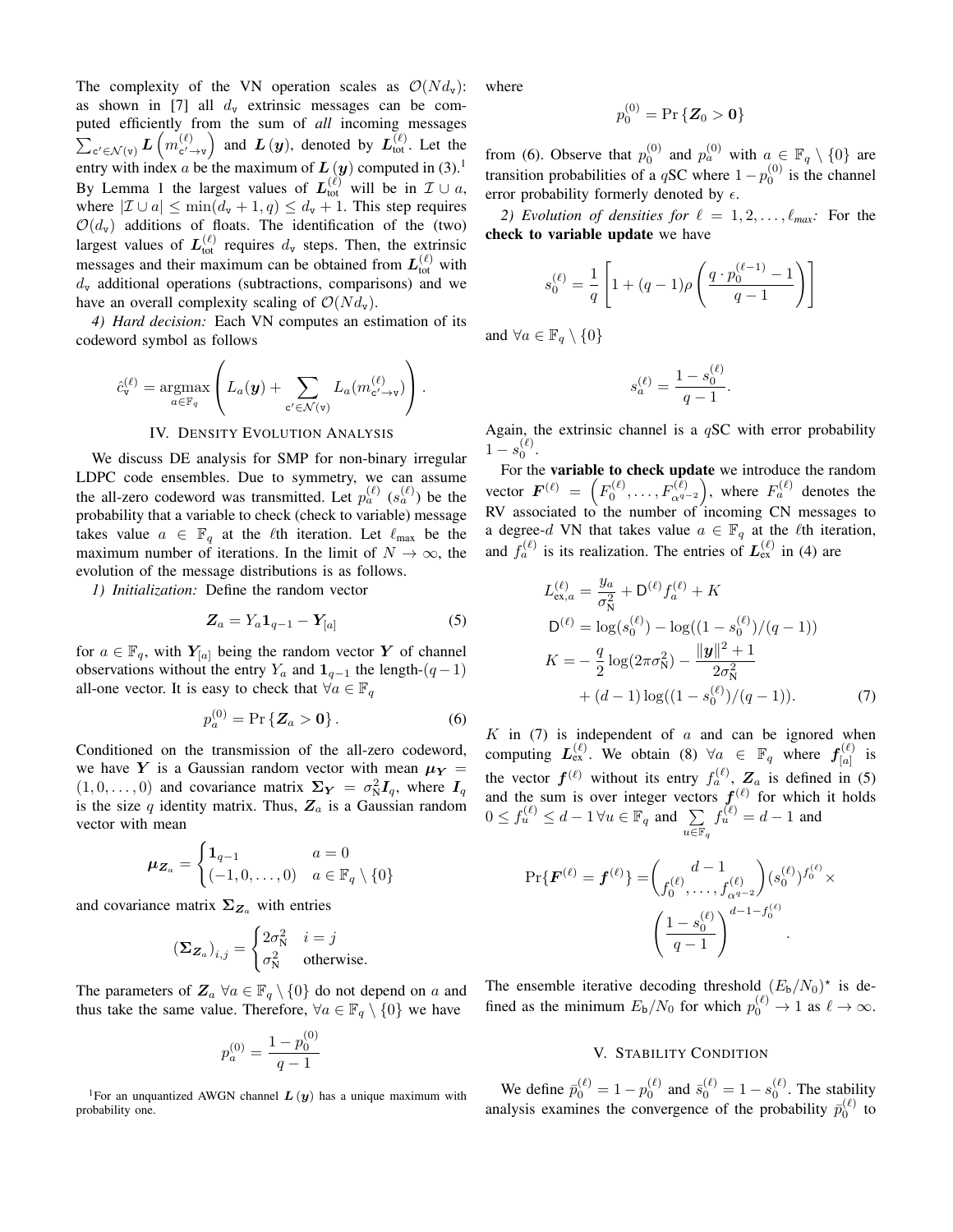The complexity of the VN operation scales as $\mathcal{O}(Nd_\mathsf{v})$: as shown in [7] all $d_\mathsf{v}$ extrinsic messages can be computed efficiently from the sum of *all* incoming messages $\sum_{\mathsf{c}' \in \mathcal{N}(\mathsf{v})} \boldsymbol{L}\left(m^{(\ell)}_{\mathsf{c}' \to \mathsf{v}}\right)$ and $\boldsymbol{L}(\boldsymbol{y})$, denoted by $\boldsymbol{L}^{(\ell)}_{\text{tot}}$. Let the entry with index $a$ be the maximum of $\boldsymbol{L}(\boldsymbol{y})$ computed in (3).[1] By Lemma 1 the largest values of $\boldsymbol{L}^{(\ell)}_{\text{tot}}$ will be in $\mathcal{I} \cup a$, where $|\mathcal{I} \cup a| \leq \min(d_\mathsf{v}+1, q) \leq d_\mathsf{v}+1$. This step requires $\mathcal{O}(d_\mathsf{v})$ additions of floats. The identification of the (two) largest values of $\boldsymbol{L}^{(\ell)}_{\text{tot}}$ requires $d_\mathsf{v}$ steps. Then, the extrinsic messages and their maximum can be obtained from $\boldsymbol{L}^{(\ell)}_{\text{tot}}$ with $d_\mathsf{v}$ additional operations (subtractions, comparisons) and we have an overall complexity scaling of $\mathcal{O}(Nd_\mathsf{v})$.

*4) Hard decision:* Each VN computes an estimation of its codeword symbol as follows

$$\hat{c}^{(\ell)}_\mathsf{v} = \underset{a \in \mathbb{F}_q}{\operatorname{argmax}} \left( L_a(\boldsymbol{y}) + \sum_{\mathsf{c}' \in \mathcal{N}(\mathsf{v})} L_a(m^{(\ell)}_{\mathsf{c}' \to \mathsf{v}}) \right).$$

## IV. Density Evolution Analysis

We discuss DE analysis for SMP for non-binary irregular LDPC code ensembles. Due to symmetry, we can assume the all-zero codeword was transmitted. Let $p^{(\ell)}_a$ ($s^{(\ell)}_a$) be the probability that a variable to check (check to variable) message takes value $a \in \mathbb{F}_q$ at the $\ell$th iteration. Let $\ell_{\max}$ be the maximum number of iterations. In the limit of $N \to \infty$, the evolution of the message distributions is as follows.

*1) Initialization:* Define the random vector

$$\boldsymbol{Z}_a = Y_a \mathbf{1}_{q-1} - \boldsymbol{Y}_{[a]} \tag{5}$$

for $a \in \mathbb{F}_q$, with $\boldsymbol{Y}_{[a]}$ being the random vector $\boldsymbol{Y}$ of channel observations without the entry $Y_a$ and $\mathbf{1}_{q-1}$ the length-$(q-1)$ all-one vector. It is easy to check that $\forall a \in \mathbb{F}_q$

$$p^{(0)}_a = \Pr\{\boldsymbol{Z}_a > \mathbf{0}\}. \tag{6}$$

Conditioned on the transmission of the all-zero codeword, we have $\boldsymbol{Y}$ is a Gaussian random vector with mean $\boldsymbol{\mu}_{\boldsymbol{Y}} = (1, 0, \ldots, 0)$ and covariance matrix $\boldsymbol{\Sigma}_{\boldsymbol{Y}} = \sigma^2_\mathsf{N} \boldsymbol{I}_q$, where $\boldsymbol{I}_q$ is the size $q$ identity matrix. Thus, $\boldsymbol{Z}_a$ is a Gaussian random vector with mean

$$\boldsymbol{\mu}_{\boldsymbol{Z}_a} = \begin{cases} \mathbf{1}_{q-1} & a = 0 \\ (-1, 0, \ldots, 0) & a \in \mathbb{F}_q \setminus \{0\} \end{cases}$$

and covariance matrix $\boldsymbol{\Sigma}_{\boldsymbol{Z}_a}$ with entries

$$(\boldsymbol{\Sigma}_{\boldsymbol{Z}_a})_{i,j} = \begin{cases} 2\sigma^2_\mathsf{N} & i = j \\ \sigma^2_\mathsf{N} & \text{otherwise.} \end{cases}$$

The parameters of $\boldsymbol{Z}_a$ $\forall a \in \mathbb{F}_q \setminus \{0\}$ do not depend on $a$ and thus take the same value. Therefore, $\forall a \in \mathbb{F}_q \setminus \{0\}$ we have

$$p^{(0)}_a = \frac{1 - p^{(0)}_0}{q-1}$$

where

$$p^{(0)}_0 = \Pr\{\boldsymbol{Z}_0 > \mathbf{0}\}$$

from (6). Observe that $p^{(0)}_0$ and $p^{(0)}_a$ with $a \in \mathbb{F}_q \setminus \{0\}$ are transition probabilities of a $q$SC where $1 - p^{(0)}_0$ is the channel error probability formerly denoted by $\epsilon$.

*2) Evolution of densities for $\ell = 1, 2, \ldots, \ell_{max}$:* For the **check to variable update** we have

$$s^{(\ell)}_0 = \frac{1}{q}\left[1 + (q-1)\rho\left(\frac{q \cdot p^{(\ell-1)}_0 - 1}{q-1}\right)\right]$$

and $\forall a \in \mathbb{F}_q \setminus \{0\}$

$$s^{(\ell)}_a = \frac{1 - s^{(\ell)}_0}{q-1}.$$

Again, the extrinsic channel is a $q$SC with error probability $1 - s^{(\ell)}_0$.

For the **variable to check update** we introduce the random vector $\boldsymbol{F}^{(\ell)} = \left(F^{(\ell)}_0, \ldots, F^{(\ell)}_{\alpha^{q-2}}\right)$, where $F^{(\ell)}_a$ denotes the RV associated to the number of incoming CN messages to a degree-$d$ VN that takes value $a \in \mathbb{F}_q$ at the $\ell$th iteration, and $f^{(\ell)}_a$ is its realization. The entries of $\boldsymbol{L}^{(\ell)}_{\text{ex}}$ in (4) are

$$\begin{aligned} L^{(\ell)}_{\text{ex},a} &= \frac{y_a}{\sigma^2_\mathsf{N}} + \mathsf{D}^{(\ell)} f^{(\ell)}_a + K \\ \mathsf{D}^{(\ell)} &= \log(s^{(\ell)}_0) - \log((1 - s^{(\ell)}_0)/(q-1)) \\ K &= -\frac{q}{2}\log(2\pi\sigma^2_\mathsf{N}) - \frac{\|\boldsymbol{y}\|^2 + 1}{2\sigma^2_\mathsf{N}} \\ &\quad + (d-1)\log((1 - s^{(\ell)}_0)/(q-1)). \end{aligned} \tag{7}$$

$K$ in (7) is independent of $a$ and can be ignored when computing $\boldsymbol{L}^{(\ell)}_{\text{ex}}$. We obtain (8) $\forall a \in \mathbb{F}_q$ where $\boldsymbol{f}^{(\ell)}_{[a]}$ is the vector $\boldsymbol{f}^{(\ell)}$ without its entry $f^{(\ell)}_a$, $\boldsymbol{Z}_a$ is defined in (5) and the sum is over integer vectors $\boldsymbol{f}^{(\ell)}$ for which it holds $0 \leq f^{(\ell)}_u \leq d-1 \, \forall u \in \mathbb{F}_q$ and $\sum_{u \in \mathbb{F}_q} f^{(\ell)}_u = d-1$ and

$$\Pr\{\boldsymbol{F}^{(\ell)} = \boldsymbol{f}^{(\ell)}\} = \binom{d-1}{f^{(\ell)}_0, \ldots, f^{(\ell)}_{\alpha^{q-2}}} (s^{(\ell)}_0)^{f^{(\ell)}_0} \times \left(\frac{1 - s^{(\ell)}_0}{q-1}\right)^{d-1-f^{(\ell)}_0}.$$

The ensemble iterative decoding threshold $(E_\mathsf{b}/N_0)^\star$ is defined as the minimum $E_\mathsf{b}/N_0$ for which $p^{(\ell)}_0 \to 1$ as $\ell \to \infty$.

## V. Stability Condition

We define $\bar{p}^{(\ell)}_0 = 1 - p^{(\ell)}_0$ and $\bar{s}^{(\ell)}_0 = 1 - s^{(\ell)}_0$. The stability analysis examines the convergence of the probability $\bar{p}^{(\ell)}_0$ to

[1] For an unquantized AWGN channel $\boldsymbol{L}(\boldsymbol{y})$ has a unique maximum with probability one.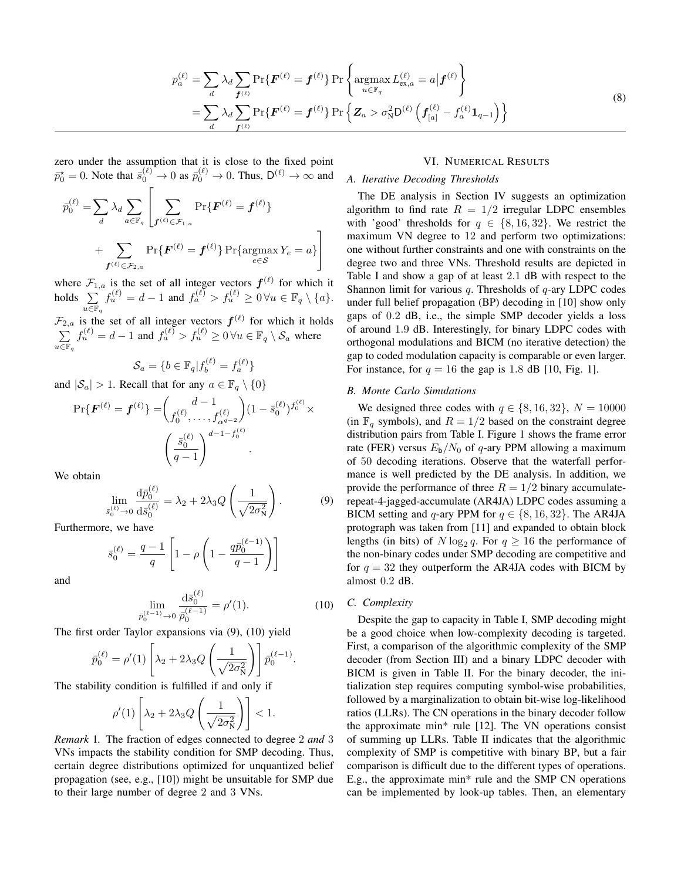$$
\begin{aligned}
p_a^{(\ell)} &= \sum_d \lambda_d \sum_{\boldsymbol{f}^{(\ell)}} \Pr\{\boldsymbol{F}^{(\ell)} = \boldsymbol{f}^{(\ell)}\} \Pr\left\{ \underset{u \in \mathbb{F}_q}{\operatorname{argmax}}\, L_{\mathsf{ex},a}^{(\ell)} = a \middle| \boldsymbol{f}^{(\ell)} \right\} \\
&= \sum_d \lambda_d \sum_{\boldsymbol{f}^{(\ell)}} \Pr\{\boldsymbol{F}^{(\ell)} = \boldsymbol{f}^{(\ell)}\} \Pr\left\{ \boldsymbol{Z}_a > \sigma_{\mathsf{N}}^2 \mathsf{D}^{(\ell)} \left( \boldsymbol{f}_{[a]}^{(\ell)} - f_a^{(\ell)} \mathbf{1}_{q-1} \right) \right\}
\end{aligned} \tag{8}
$$

zero under the assumption that it is close to the fixed point $\bar{p}_0^\star = 0$. Note that $\bar{s}_0^{(\ell)} \to 0$ as $\bar{p}_0^{(\ell)} \to 0$. Thus, $\mathsf{D}^{(\ell)} \to \infty$ and

$$
\bar{p}_0^{(\ell)} = \sum_d \lambda_d \sum_{a \in \mathbb{F}_q} \left[ \sum_{\boldsymbol{f}^{(\ell)} \in \mathcal{F}_{1,a}} \Pr\{\boldsymbol{F}^{(\ell)} = \boldsymbol{f}^{(\ell)}\} + \sum_{\boldsymbol{f}^{(\ell)} \in \mathcal{F}_{2,a}} \Pr\{\boldsymbol{F}^{(\ell)} = \boldsymbol{f}^{(\ell)}\} \Pr\{\underset{e \in \mathcal{S}}{\operatorname{argmax}}\, Y_e = a\} \right]
$$

where $\mathcal{F}_{1,a}$ is the set of all integer vectors $\boldsymbol{f}^{(\ell)}$ for which it holds $\sum_{u \in \mathbb{F}_q} f_u^{(\ell)} = d-1$ and $f_a^{(\ell)} > f_u^{(\ell)} \geq 0\, \forall u \in \mathbb{F}_q \setminus \{a\}$. $\mathcal{F}_{2,a}$ is the set of all integer vectors $\boldsymbol{f}^{(\ell)}$ for which it holds $\sum_{u \in \mathbb{F}_q} f_u^{(\ell)} = d-1$ and $f_a^{(\ell)} > f_u^{(\ell)} \geq 0\, \forall u \in \mathbb{F}_q \setminus \mathcal{S}_a$ where

$$
\mathcal{S}_a = \{b \in \mathbb{F}_q | f_b^{(\ell)} = f_a^{(\ell)}\}
$$

and $|\mathcal{S}_a| > 1$. Recall that for any $a \in \mathbb{F}_q \setminus \{0\}$

$$
\Pr\{\boldsymbol{F}^{(\ell)} = \boldsymbol{f}^{(\ell)}\} = \binom{d-1}{f_0^{(\ell)}, \ldots, f_{\alpha^{q-2}}^{(\ell)}} (1 - \bar{s}_0^{(\ell)})^{f_0^{(\ell)}} \times \left( \frac{\bar{s}_0^{(\ell)}}{q-1} \right)^{d-1-f_0^{(\ell)}}.
$$

We obtain

$$
\lim_{\bar{s}_0^{(\ell)} \to 0} \frac{\mathrm{d}\bar{p}_0^{(\ell)}}{\mathrm{d}\bar{s}_0^{(\ell)}} = \lambda_2 + 2\lambda_3 Q\left( \frac{1}{\sqrt{2\sigma_{\mathrm{N}}^2}} \right). \tag{9}
$$

Furthermore, we have

$$
\bar{s}_0^{(\ell)} = \frac{q-1}{q} \left[ 1 - \rho\left( 1 - \frac{q\bar{p}_0^{(\ell-1)}}{q-1} \right) \right]
$$

and

$$
\lim_{\bar{p}_0^{(\ell-1)} \to 0} \frac{\mathrm{d}\bar{s}_0^{(\ell)}}{\bar{p}_0^{(\ell-1)}} = \rho'(1). \tag{10}
$$

The first order Taylor expansions via (9), (10) yield

$$
\bar{p}_0^{(\ell)} = \rho'(1) \left[ \lambda_2 + 2\lambda_3 Q\left( \frac{1}{\sqrt{2\sigma_{\mathrm{N}}^2}} \right) \right] \bar{p}_0^{(\ell-1)}.
$$

The stability condition is fulfilled if and only if

$$
\rho'(1) \left[ \lambda_2 + 2\lambda_3 Q\left( \frac{1}{\sqrt{2\sigma_{\mathrm{N}}^2}} \right) \right] < 1.
$$

*Remark* 1. The fraction of edges connected to degree 2 *and* 3 VNs impacts the stability condition for SMP decoding. Thus, certain degree distributions optimized for unquantized belief propagation (see, e.g., [10]) might be unsuitable for SMP due to their large number of degree 2 and 3 VNs.

## VI. Numerical Results

### A. Iterative Decoding Thresholds

The DE analysis in Section IV suggests an optimization algorithm to find rate $R = 1/2$ irregular LDPC ensembles with 'good' thresholds for $q \in \{8, 16, 32\}$. We restrict the maximum VN degree to 12 and perform two optimizations: one without further constraints and one with constraints on the degree two and three VNs. Threshold results are depicted in Table I and show a gap of at least 2.1 dB with respect to the Shannon limit for various $q$. Thresholds of $q$-ary LDPC codes under full belief propagation (BP) decoding in [10] show only gaps of 0.2 dB, i.e., the simple SMP decoder yields a loss of around 1.9 dB. Interestingly, for binary LDPC codes with orthogonal modulations and BICM (no iterative detection) the gap to coded modulation capacity is comparable or even larger. For instance, for $q = 16$ the gap is 1.8 dB [10, Fig. 1].

### B. Monte Carlo Simulations

We designed three codes with $q \in \{8, 16, 32\}$, $N = 10000$ (in $\mathbb{F}_q$ symbols), and $R = 1/2$ based on the constraint degree distribution pairs from Table I. Figure 1 shows the frame error rate (FER) versus $E_\mathsf{b}/N_0$ of $q$-ary PPM allowing a maximum of 50 decoding iterations. Observe that the waterfall performance is well predicted by the DE analysis. In addition, we provide the performance of three $R = 1/2$ binary accumulate-repeat-4-jagged-accumulate (AR4JA) LDPC codes assuming a BICM setting and $q$-ary PPM for $q \in \{8, 16, 32\}$. The AR4JA protograph was taken from [11] and expanded to obtain block lengths (in bits) of $N \log_2 q$. For $q \geq 16$ the performance of the non-binary codes under SMP decoding are competitive and for $q = 32$ they outperform the AR4JA codes with BICM by almost 0.2 dB.

### C. Complexity

Despite the gap to capacity in Table I, SMP decoding might be a good choice when low-complexity decoding is targeted. First, a comparison of the algorithmic complexity of the SMP decoder (from Section III) and a binary LDPC decoder with BICM is given in Table II. For the binary decoder, the initialization step requires computing symbol-wise probabilities, followed by a marginalization to obtain bit-wise log-likelihood ratios (LLRs). The CN operations in the binary decoder follow the approximate min* rule [12]. The VN operations consist of summing up LLRs. Table II indicates that the algorithmic complexity of SMP is competitive with binary BP, but a fair comparison is difficult due to the different types of operations. E.g., the approximate min* rule and the SMP CN operations can be implemented by look-up tables. Then, an elementary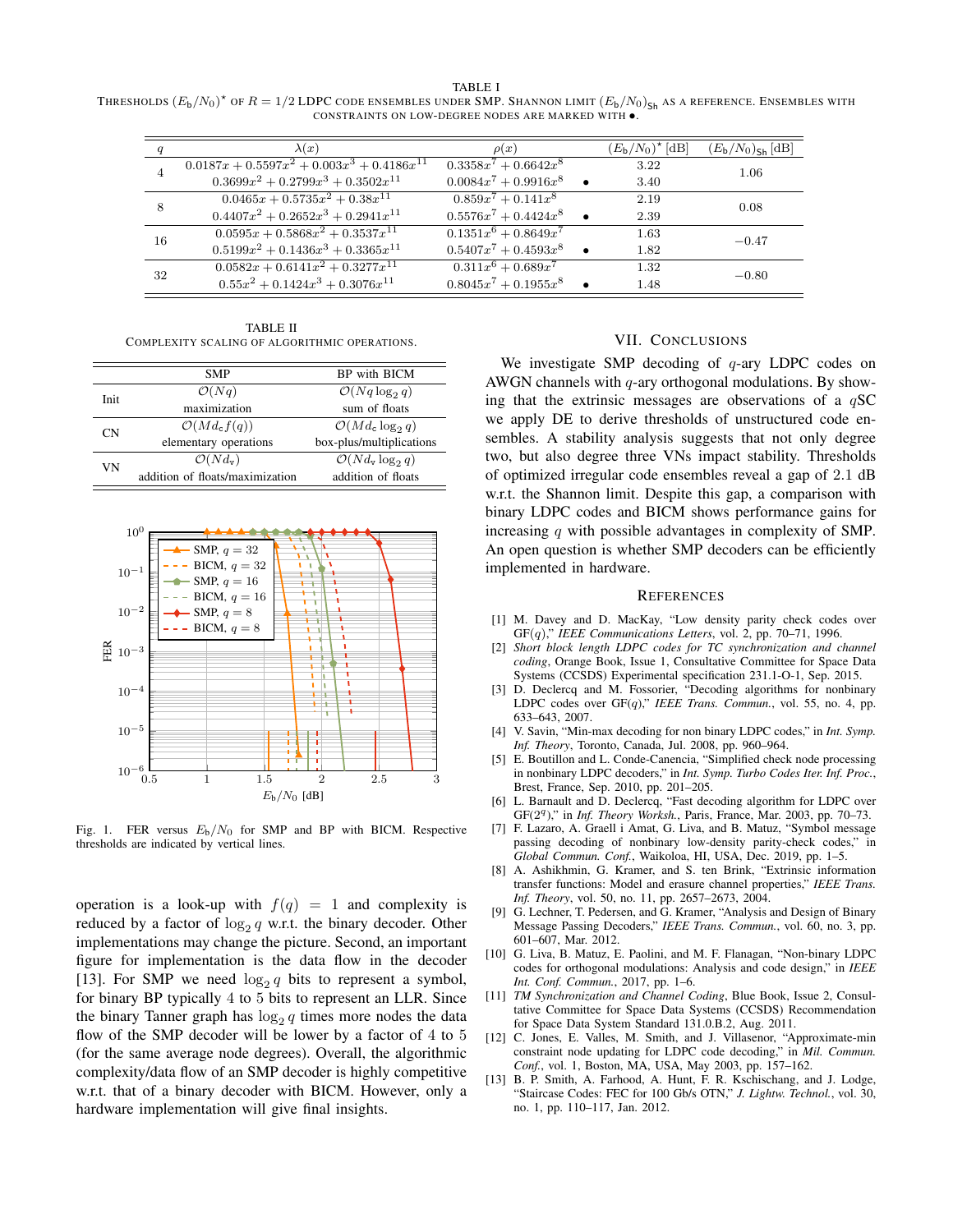TABLE I

THRESHOLDS $(E_b/N_0)^\star$ OF $R = 1/2$ LDPC CODE ENSEMBLES UNDER SMP. SHANNON LIMIT $(E_b/N_0)_{Sh}$ AS A REFERENCE. ENSEMBLES WITH CONSTRAINTS ON LOW-DEGREE NODES ARE MARKED WITH •.

| $q$ | $\lambda(x)$ | $\rho(x)$ | | $(E_b/N_0)^\star$ [dB] | $(E_b/N_0)_{Sh}$ [dB] |
|---|---|---|---|---|---|
| 4 | $0.0187x + 0.5597x^2 + 0.003x^3 + 0.4186x^{11}$ | $0.3358x^7 + 0.6642x^8$ | | 3.22 | 1.06 |
| | $0.3699x^2 + 0.2799x^3 + 0.3502x^{11}$ | $0.0084x^7 + 0.9916x^8$ | • | 3.40 | |
| 8 | $0.0465x + 0.5735x^2 + 0.38x^{11}$ | $0.859x^7 + 0.141x^8$ | | 2.19 | 0.08 |
| | $0.4407x^2 + 0.2652x^3 + 0.2941x^{11}$ | $0.5576x^7 + 0.4424x^8$ | • | 2.39 | |
| 16 | $0.0595x + 0.5868x^2 + 0.3537x^{11}$ | $0.1351x^6 + 0.8649x^7$ | | 1.63 | $-0.47$ |
| | $0.5199x^2 + 0.1436x^3 + 0.3365x^{11}$ | $0.5407x^7 + 0.4593x^8$ | • | 1.82 | |
| 32 | $0.0582x + 0.6141x^2 + 0.3277x^{11}$ | $0.311x^6 + 0.689x^7$ | | 1.32 | $-0.80$ |
| | $0.55x^2 + 0.1424x^3 + 0.3076x^{11}$ | $0.8045x^7 + 0.1955x^8$ | • | 1.48 | |

TABLE II

COMPLEXITY SCALING OF ALGORITHMIC OPERATIONS.

| | SMP | BP with BICM |
|---|---|---|
| Init | $\mathcal{O}(Nq)$ | $\mathcal{O}(Nq\log_2 q)$ |
| | maximization | sum of floats |
| CN | $\mathcal{O}(Md_c f(q))$ | $\mathcal{O}(Md_c \log_2 q)$ |
| | elementary operations | box-plus/multiplications |
| VN | $\mathcal{O}(Nd_v)$ | $\mathcal{O}(Nd_v \log_2 q)$ |
| | addition of floats/maximization | addition of floats |

$10^0$
$10^{-1}$
$10^{-2}$
$10^{-3}$
$10^{-4}$
$10^{-5}$
$10^{-6}$
FER
0.5 1 1.5 2 2.5 3
$E_b/N_0$ [dB]
SMP, $q = 32$
BICM, $q = 32$
SMP, $q = 16$
BICM, $q = 16$
SMP, $q = 8$
BICM, $q = 8$

Fig. 1. FER versus $E_b/N_0$ for SMP and BP with BICM. Respective thresholds are indicated by vertical lines.

operation is a look-up with $f(q) = 1$ and complexity is reduced by a factor of $\log_2 q$ w.r.t. the binary decoder. Other implementations may change the picture. Second, an important figure for implementation is the data flow in the decoder [13]. For SMP we need $\log_2 q$ bits to represent a symbol, for binary BP typically 4 to 5 bits to represent an LLR. Since the binary Tanner graph has $\log_2 q$ times more nodes the data flow of the SMP decoder will be lower by a factor of 4 to 5 (for the same average node degrees). Overall, the algorithmic complexity/data flow of an SMP decoder is highly competitive w.r.t. that of a binary decoder with BICM. However, only a hardware implementation will give final insights.

## VII. CONCLUSIONS

We investigate SMP decoding of $q$-ary LDPC codes on AWGN channels with $q$-ary orthogonal modulations. By showing that the extrinsic messages are observations of a $q$SC we apply DE to derive thresholds of unstructured code ensembles. A stability analysis suggests that not only degree two, but also degree three VNs impact stability. Thresholds of optimized irregular code ensembles reveal a gap of 2.1 dB w.r.t. the Shannon limit. Despite this gap, a comparison with binary LDPC codes and BICM shows performance gains for increasing $q$ with possible advantages in complexity of SMP. An open question is whether SMP decoders can be efficiently implemented in hardware.

## REFERENCES

[1] M. Davey and D. MacKay, "Low density parity check codes over GF($q$)," *IEEE Communications Letters*, vol. 2, pp. 70–71, 1996.

[2] *Short block length LDPC codes for TC synchronization and channel coding*, Orange Book, Issue 1, Consultative Committee for Space Data Systems (CCSDS) Experimental specification 231.1-O-1, Sep. 2015.

[3] D. Declercq and M. Fossorier, "Decoding algorithms for nonbinary LDPC codes over GF($q$)," *IEEE Trans. Commun.*, vol. 55, no. 4, pp. 633–643, 2007.

[4] V. Savin, "Min-max decoding for non binary LDPC codes," in *Int. Symp. Inf. Theory*, Toronto, Canada, Jul. 2008, pp. 960–964.

[5] E. Boutillon and L. Conde-Canencia, "Simplified check node processing in nonbinary LDPC decoders," in *Int. Symp. Turbo Codes Iter. Inf. Proc.*, Brest, France, Sep. 2010, pp. 201–205.

[6] L. Barnault and D. Declercq, "Fast decoding algorithm for LDPC over GF($2^q$)," in *Inf. Theory Worksh.*, Paris, France, Mar. 2003, pp. 70–73.

[7] F. Lazaro, A. Graell i Amat, G. Liva, and B. Matuz, "Symbol message passing decoding of nonbinary low-density parity-check codes," in *Global Commun. Conf.*, Waikoloa, HI, USA, Dec. 2019, pp. 1–5.

[8] A. Ashikhmin, G. Kramer, and S. ten Brink, "Extrinsic information transfer functions: Model and erasure channel properties," *IEEE Trans. Inf. Theory*, vol. 50, no. 11, pp. 2657–2673, 2004.

[9] G. Lechner, T. Pedersen, and G. Kramer, "Analysis and Design of Binary Message Passing Decoders," *IEEE Trans. Commun.*, vol. 60, no. 3, pp. 601–607, Mar. 2012.

[10] G. Liva, B. Matuz, E. Paolini, and M. F. Flanagan, "Non-binary LDPC codes for orthogonal modulations: Analysis and code design," in *IEEE Int. Conf. Commun.*, 2017, pp. 1–6.

[11] *TM Synchronization and Channel Coding*, Blue Book, Issue 2, Consultative Committee for Space Data Systems (CCSDS) Recommendation for Space Data System Standard 131.0.B.2, Aug. 2011.

[12] C. Jones, E. Valles, M. Smith, and J. Villasenor, "Approximate-min constraint node updating for LDPC code decoding," in *Mil. Commun. Conf.*, vol. 1, Boston, MA, USA, May 2003, pp. 157–162.

[13] B. P. Smith, A. Farhood, A. Hunt, F. R. Kschischang, and J. Lodge, "Staircase Codes: FEC for 100 Gb/s OTN," *J. Lightw. Technol.*, vol. 30, no. 1, pp. 110–117, Jan. 2012.